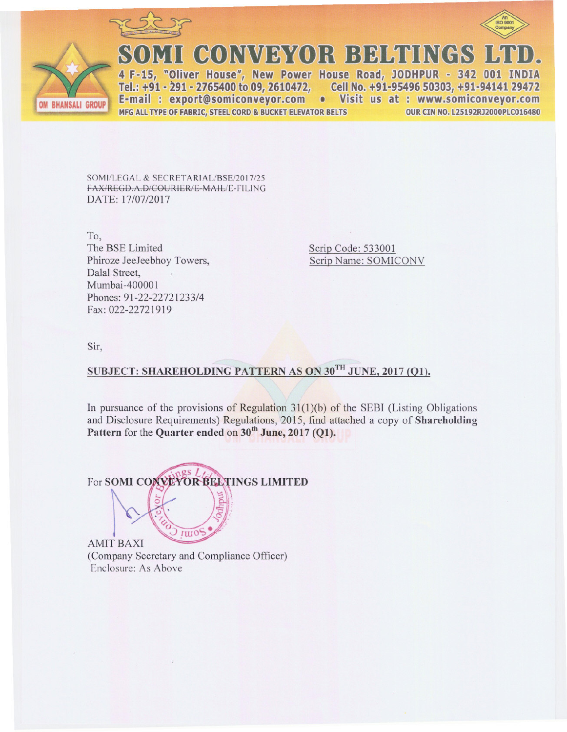# SOMI CONVEYOR BELTINGS LTD.

4 F-15, "Oliver House", New Power House Road, JODHPUR - 342 001 INDIA
Tel.: +91 - 291 - 2765400 to 09, 2610472, Cell No. +91-95496 50303, +91-94141 29472
E-mail : export@somiconveyor.com • Visit us at : www.somiconveyor.com
MFG ALL TYPE OF FABRIC, STEEL CORD & BUCKET ELEVATOR BELTS OUR CIN NO. L25192RJ2000PLC016480

OM BHANSALI GROUP

An ISO 9001 Company

SOMI/LEGAL & SECRETARIAL/BSE/2017/25
~~FAX/REGD.A.D/COURIER/E-MAIL~~/E-FILING
DATE: 17/07/2017

To,
The BSE Limited
Phiroze JeeJeebhoy Towers,
Dalal Street,
Mumbai-400001
Phones: 91-22-22721233/4
Fax: 022-22721919

Scrip Code: 533001
Scrip Name: SOMICONV

Sir,

**SUBJECT: SHAREHOLDING PATTERN AS ON 30TH JUNE, 2017 (Q1).**

In pursuance of the provisions of Regulation 31(1)(b) of the SEBI (Listing Obligations and Disclosure Requirements) Regulations, 2015, find attached a copy of **Shareholding Pattern** for the **Quarter ended** on **30th June, 2017 (Q1).**

For **SOMI CONVEYOR BELTINGS LIMITED**

AMIT BAXI
(Company Secretary and Compliance Officer)
Enclosure: As Above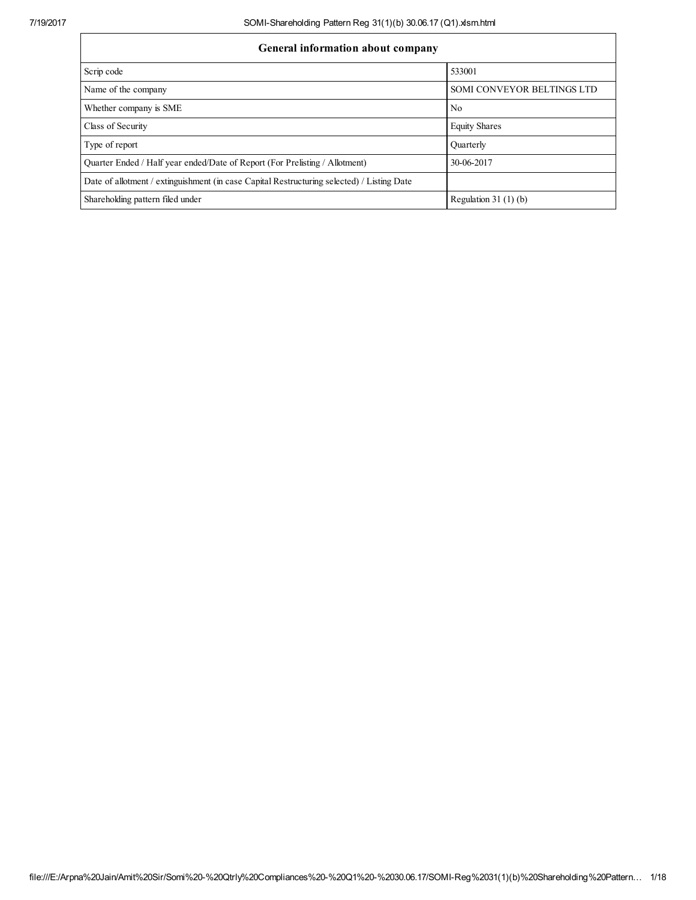| General information about company | |
|---|---|
| Scrip code | 533001 |
| Name of the company | SOMI CONVEYOR BELTINGS LTD |
| Whether company is SME | No |
| Class of Security | Equity Shares |
| Type of report | Quarterly |
| Quarter Ended / Half year ended/Date of Report (For Prelisting / Allotment) | 30-06-2017 |
| Date of allotment / extinguishment (in case Capital Restructuring selected) / Listing Date | |
| Shareholding pattern filed under | Regulation 31 (1) (b) |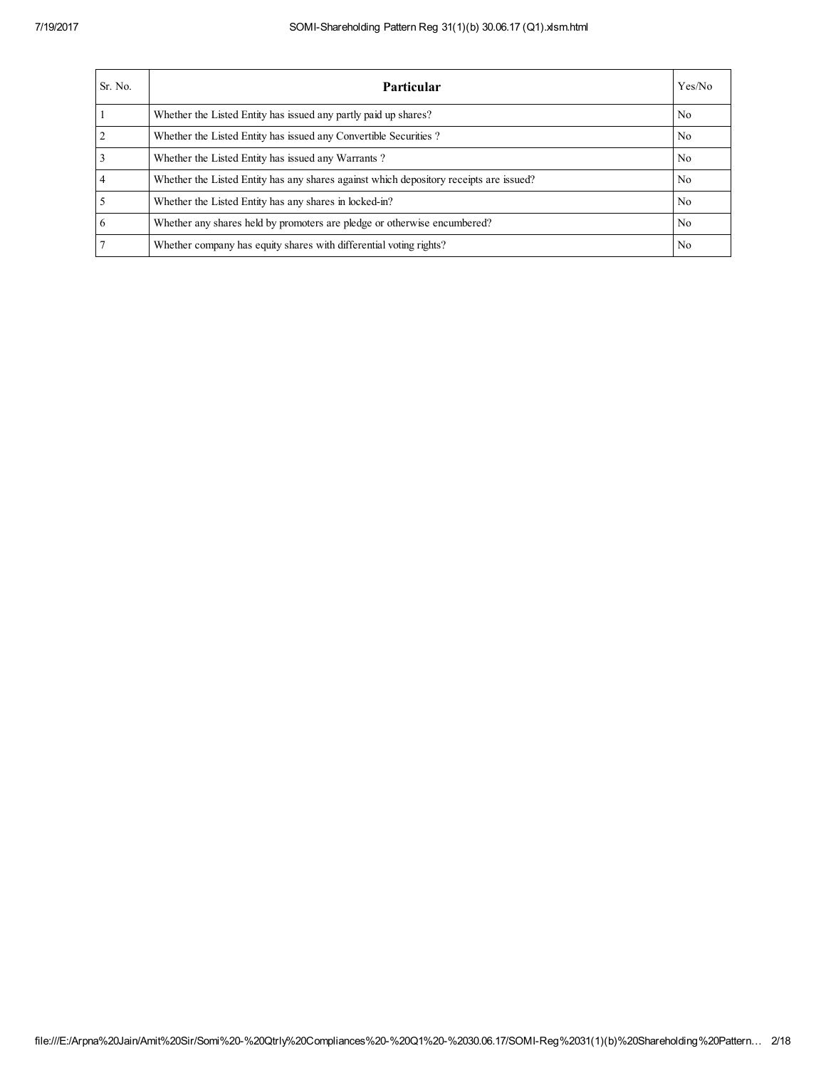| Sr. No. | Particular | Yes/No |
|---|---|---|
| 1 | Whether the Listed Entity has issued any partly paid up shares? | No |
| 2 | Whether the Listed Entity has issued any Convertible Securities ? | No |
| 3 | Whether the Listed Entity has issued any Warrants ? | No |
| 4 | Whether the Listed Entity has any shares against which depository receipts are issued? | No |
| 5 | Whether the Listed Entity has any shares in locked-in? | No |
| 6 | Whether any shares held by promoters are pledge or otherwise encumbered? | No |
| 7 | Whether company has equity shares with differential voting rights? | No |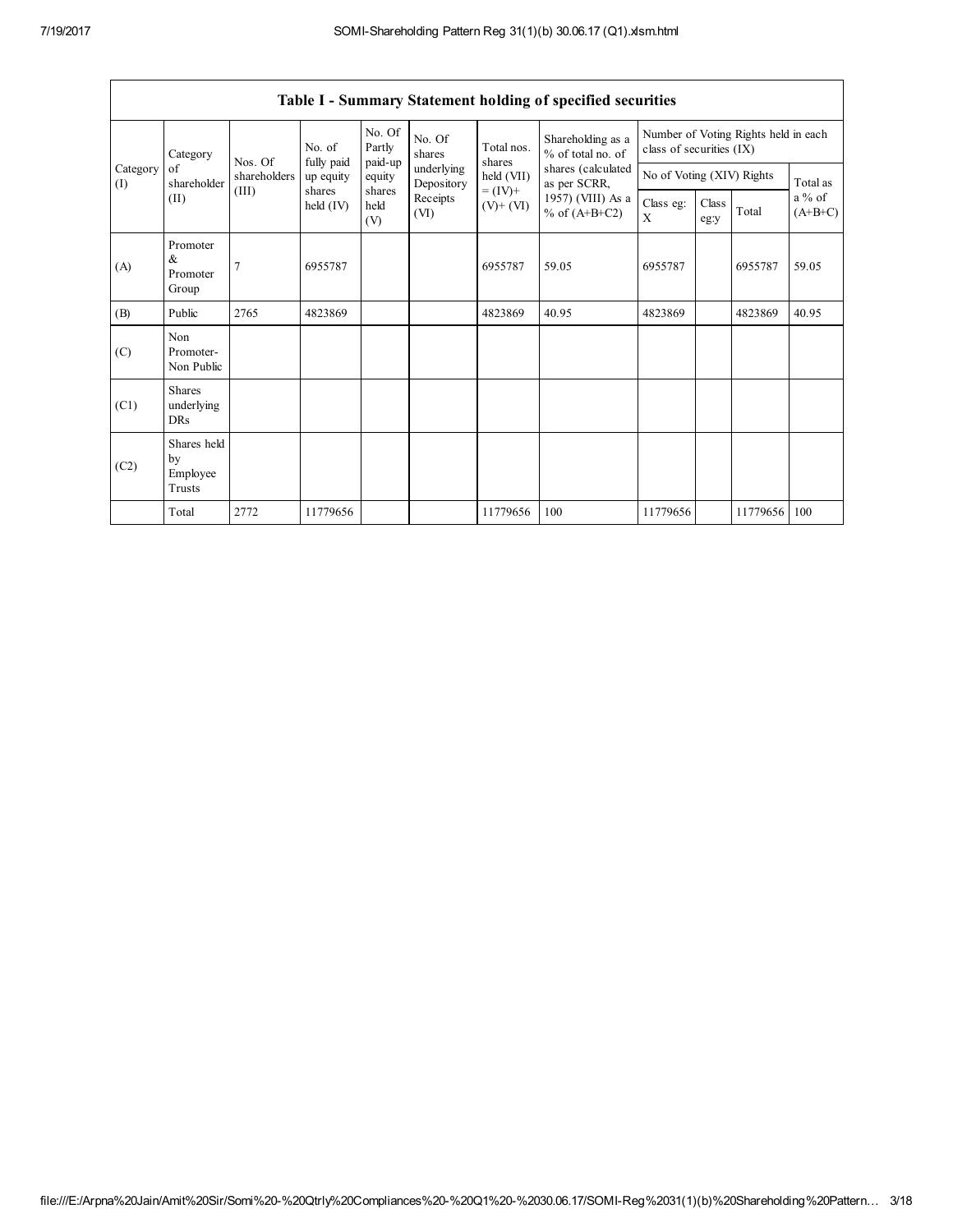| Table I - Summary Statement holding of specified securities | | | | | | | | | | | | |
|---|---|---|---|---|---|---|---|---|---|---|---|---|
| Category (I) | Category of shareholder (II) | Nos. Of shareholders (III) | No. of fully paid up equity shares held (IV) | No. Of Partly paid-up equity shares held (V) | No. Of shares underlying Depository Receipts (VI) | Total nos. shares held (VII) = (IV)+ (V)+ (VI) | Shareholding as a % of total no. of shares (calculated as per SCRR, 1957) (VIII) As a % of (A+B+C2) | Number of Voting Rights held in each class of securities (IX) | | | |
| | | | | | | | | No of Voting (XIV) Rights | | | Total as a % of (A+B+C) |
| | | | | | | | | Class eg: X | Class eg:y | Total | |
| (A) | Promoter & Promoter Group | 7 | 6955787 | | | 6955787 | 59.05 | 6955787 | | 6955787 | 59.05 |
| (B) | Public | 2765 | 4823869 | | | 4823869 | 40.95 | 4823869 | | 4823869 | 40.95 |
| (C) | Non Promoter- Non Public | | | | | | | | | | |
| (C1) | Shares underlying DRs | | | | | | | | | | |
| (C2) | Shares held by Employee Trusts | | | | | | | | | | |
| | Total | 2772 | 11779656 | | | 11779656 | 100 | 11779656 | | 11779656 | 100 |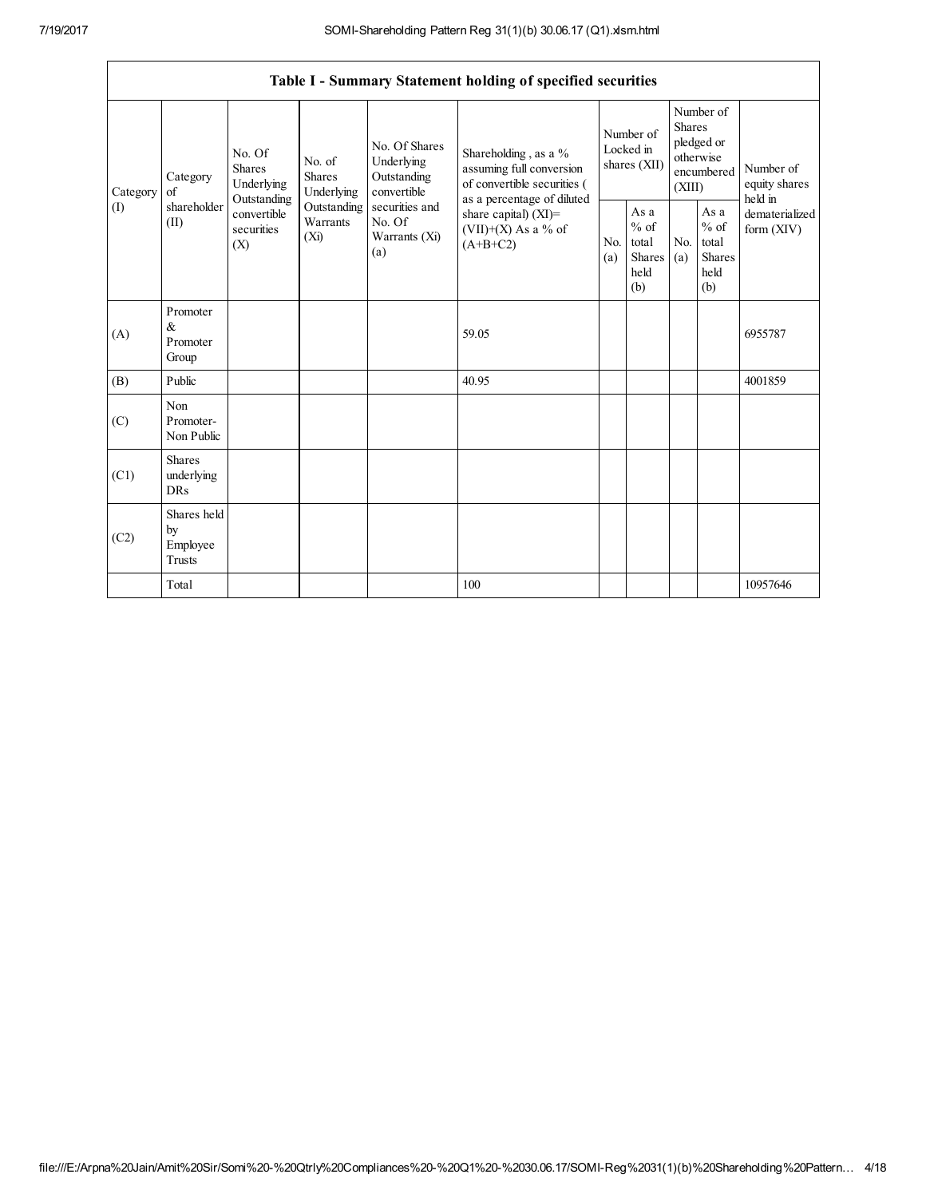| Table I - Summary Statement holding of specified securities | | | | | | | | | | |
|---|---|---|---|---|---|---|---|---|---|---|
| Category (I) | Category of shareholder (II) | No. Of Shares Underlying Outstanding convertible securities (X) | No. of Shares Underlying Outstanding Warrants (Xi) | No. Of Shares Underlying Outstanding convertible securities and No. Of Warrants (Xi) (a) | Shareholding , as a % assuming full conversion of convertible securities ( as a percentage of diluted share capital) (XI)= (VII)+(X) As a % of (A+B+C2) | Number of Locked in shares (XII) | | Number of Shares pledged or otherwise encumbered (XIII) | | Number of equity shares held in dematerialized form (XIV) |
| | | | | | | No. (a) | As a % of total Shares held (b) | No. (a) | As a % of total Shares held (b) | |
| (A) | Promoter & Promoter Group | | | | 59.05 | | | | | 6955787 |
| (B) | Public | | | | 40.95 | | | | | 4001859 |
| (C) | Non Promoter- Non Public | | | | | | | | | |
| (C1) | Shares underlying DRs | | | | | | | | | |
| (C2) | Shares held by Employee Trusts | | | | | | | | | |
| | Total | | | | 100 | | | | | 10957646 |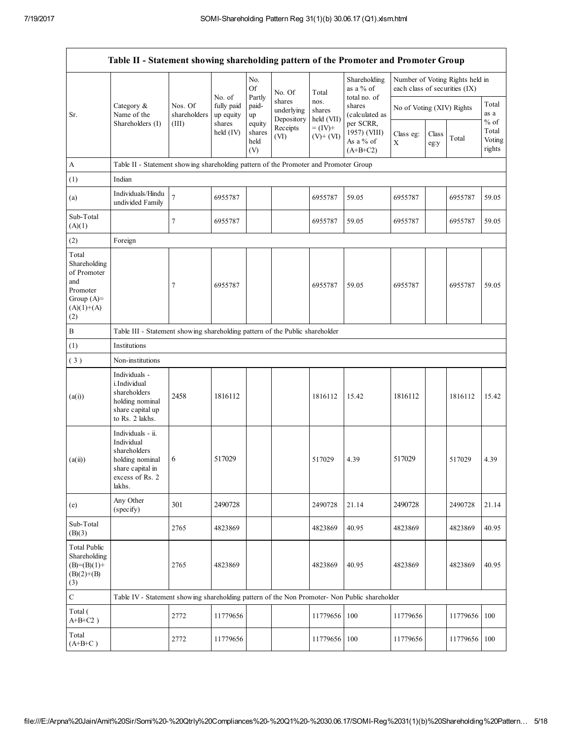| Sr. | Category & Name of the Shareholders (I) | Nos. Of shareholders (III) | No. of fully paid up equity shares held (IV) | No. Of Partly paid-up equity shares held (V) | No. Of shares underlying Depository Receipts (VI) | Total nos. shares held (VII) = (IV)+ (V)+ (VI) | Shareholding as a % of total no. of shares (calculated as per SCRR, 1957) (VIII) As a % of (A+B+C2) | Number of Voting Rights held in each class of securities (IX) | | | |
|---|---|---|---|---|---|---|---|---|---|---|---|
| | | | | | | | | No of Voting (XIV) Rights | | | Total as a % of Total Voting rights |
| | | | | | | | | Class eg: X | Class eg:y | Total | |
| A | Table II - Statement showing shareholding pattern of the Promoter and Promoter Group | | | | | | | | | | |
| (1) | Indian | | | | | | | | | | |
| (a) | Individuals/Hindu undivided Family | 7 | 6955787 | | | 6955787 | 59.05 | 6955787 | | 6955787 | 59.05 |
| Sub-Total (A)(1) | | 7 | 6955787 | | | 6955787 | 59.05 | 6955787 | | 6955787 | 59.05 |
| (2) | Foreign | | | | | | | | | | |
| Total Shareholding of Promoter and Promoter Group (A)=(A)(1)+(A)(2) | | 7 | 6955787 | | | 6955787 | 59.05 | 6955787 | | 6955787 | 59.05 |
| B | Table III - Statement showing shareholding pattern of the Public shareholder | | | | | | | | | | |
| (1) | Institutions | | | | | | | | | | |
| (3) | Non-institutions | | | | | | | | | | |
| (a(i)) | Individuals - i.Individual shareholders holding nominal share capital up to Rs. 2 lakhs. | 2458 | 1816112 | | | 1816112 | 15.42 | 1816112 | | 1816112 | 15.42 |
| (a(ii)) | Individuals - ii. Individual shareholders holding nominal share capital in excess of Rs. 2 lakhs. | 6 | 517029 | | | 517029 | 4.39 | 517029 | | 517029 | 4.39 |
| (e) | Any Other (specify) | 301 | 2490728 | | | 2490728 | 21.14 | 2490728 | | 2490728 | 21.14 |
| Sub-Total (B)(3) | | 2765 | 4823869 | | | 4823869 | 40.95 | 4823869 | | 4823869 | 40.95 |
| Total Public Shareholding (B)=(B)(1)+(B)(2)+(B)(3) | | 2765 | 4823869 | | | 4823869 | 40.95 | 4823869 | | 4823869 | 40.95 |
| C | Table IV - Statement showing shareholding pattern of the Non Promoter- Non Public shareholder | | | | | | | | | | |
| Total (A+B+C2) | | 2772 | 11779656 | | | 11779656 | 100 | 11779656 | | 11779656 | 100 |
| Total (A+B+C) | | 2772 | 11779656 | | | 11779656 | 100 | 11779656 | | 11779656 | 100 |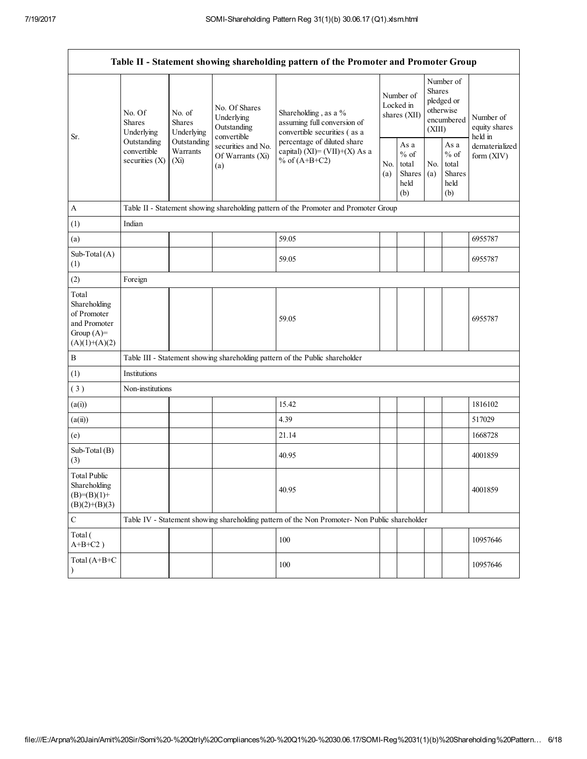| Table II - Statement showing shareholding pattern of the Promoter and Promoter Group | | | | | | | | | |
|---|---|---|---|---|---|---|---|---|---|
| Sr. | No. Of Shares Underlying Outstanding convertible securities (X) | No. of Shares Underlying Outstanding Warrants (Xi) | No. Of Shares Underlying Outstanding convertible securities and No. Of Warrants (Xi) (a) | Shareholding , as a % assuming full conversion of convertible securities ( as a percentage of diluted share capital) (XI)= (VII)+(X) As a % of (A+B+C2) | Number of Locked in shares (XII) | | Number of Shares pledged or otherwise encumbered (XIII) | | Number of equity shares held in dematerialized form (XIV) |
| | | | | | No. (a) | As a % of total Shares held (b) | No. (a) | As a % of total Shares held (b) | |
| A | Table II - Statement showing shareholding pattern of the Promoter and Promoter Group | | | | | | | | |
| (1) | Indian | | | | | | | | |
| (a) | | | | 59.05 | | | | | 6955787 |
| Sub-Total (A) (1) | | | | 59.05 | | | | | 6955787 |
| (2) | Foreign | | | | | | | | |
| Total Shareholding of Promoter and Promoter Group (A)= (A)(1)+(A)(2) | | | | 59.05 | | | | | 6955787 |
| B | Table III - Statement showing shareholding pattern of the Public shareholder | | | | | | | | |
| (1) | Institutions | | | | | | | | |
| ( 3 ) | Non-institutions | | | | | | | | |
| (a(i)) | | | | 15.42 | | | | | 1816102 |
| (a(ii)) | | | | 4.39 | | | | | 517029 |
| (e) | | | | 21.14 | | | | | 1668728 |
| Sub-Total (B) (3) | | | | 40.95 | | | | | 4001859 |
| Total Public Shareholding (B)=(B)(1)+(B)(2)+(B)(3) | | | | 40.95 | | | | | 4001859 |
| C | Table IV - Statement showing shareholding pattern of the Non Promoter- Non Public shareholder | | | | | | | | |
| Total ( A+B+C2 ) | | | | 100 | | | | | 10957646 |
| Total (A+B+C ) | | | | 100 | | | | | 10957646 |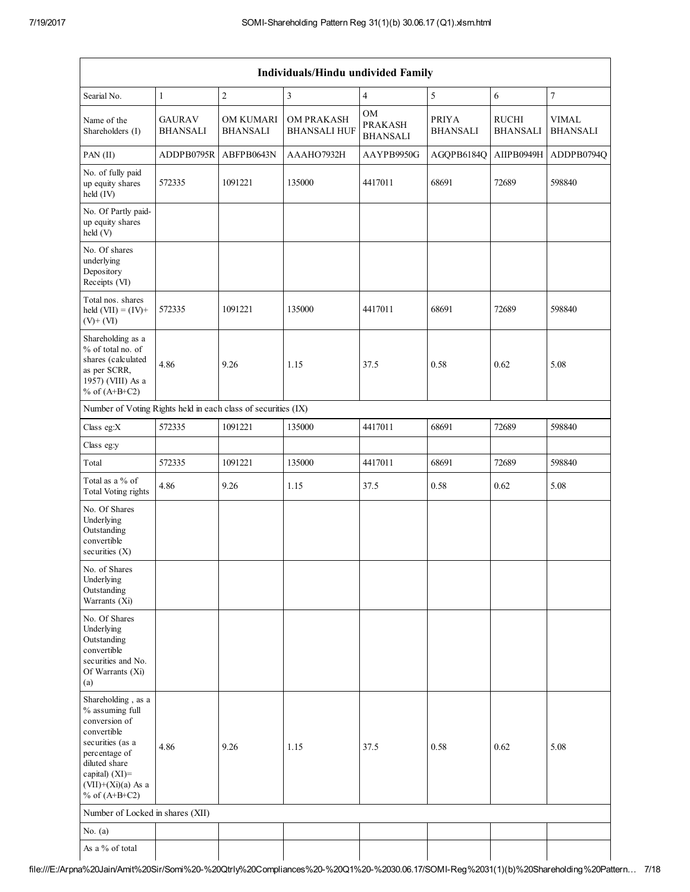| Individuals/Hindu undivided Family | | | | | | | |
|---|---|---|---|---|---|---|---|
| Searial No. | 1 | 2 | 3 | 4 | 5 | 6 | 7 |
| Name of the Shareholders (I) | GAURAV BHANSALI | OM KUMARI BHANSALI | OM PRAKASH BHANSALI HUF | OM PRAKASH BHANSALI | PRIYA BHANSALI | RUCHI BHANSALI | VIMAL BHANSALI |
| PAN (II) | ADDPB0795R | ABFPB0643N | AAAHO7932H | AAYPB9950G | AGQPB6184Q | AIIPB0949H | ADDPB0794Q |
| No. of fully paid up equity shares held (IV) | 572335 | 1091221 | 135000 | 4417011 | 68691 | 72689 | 598840 |
| No. Of Partly paid-up equity shares held (V) | | | | | | | |
| No. Of shares underlying Depository Receipts (VI) | | | | | | | |
| Total nos. shares held (VII) = (IV)+ (V)+ (VI) | 572335 | 1091221 | 135000 | 4417011 | 68691 | 72689 | 598840 |
| Shareholding as a % of total no. of shares (calculated as per SCRR, 1957) (VIII) As a % of (A+B+C2) | 4.86 | 9.26 | 1.15 | 37.5 | 0.58 | 0.62 | 5.08 |
| Number of Voting Rights held in each class of securities (IX) | | | | | | | |
| Class eg:X | 572335 | 1091221 | 135000 | 4417011 | 68691 | 72689 | 598840 |
| Class eg:y | | | | | | | |
| Total | 572335 | 1091221 | 135000 | 4417011 | 68691 | 72689 | 598840 |
| Total as a % of Total Voting rights | 4.86 | 9.26 | 1.15 | 37.5 | 0.58 | 0.62 | 5.08 |
| No. Of Shares Underlying Outstanding convertible securities (X) | | | | | | | |
| No. of Shares Underlying Outstanding Warrants (Xi) | | | | | | | |
| No. Of Shares Underlying Outstanding convertible securities and No. Of Warrants (Xi) (a) | | | | | | | |
| Shareholding , as a % assuming full conversion of convertible securities (as a percentage of diluted share capital) (XI)= (VII)+(Xi)(a) As a % of (A+B+C2) | 4.86 | 9.26 | 1.15 | 37.5 | 0.58 | 0.62 | 5.08 |
| Number of Locked in shares (XII) | | | | | | | |
| No. (a) | | | | | | | |
| As a % of total | | | | | | | |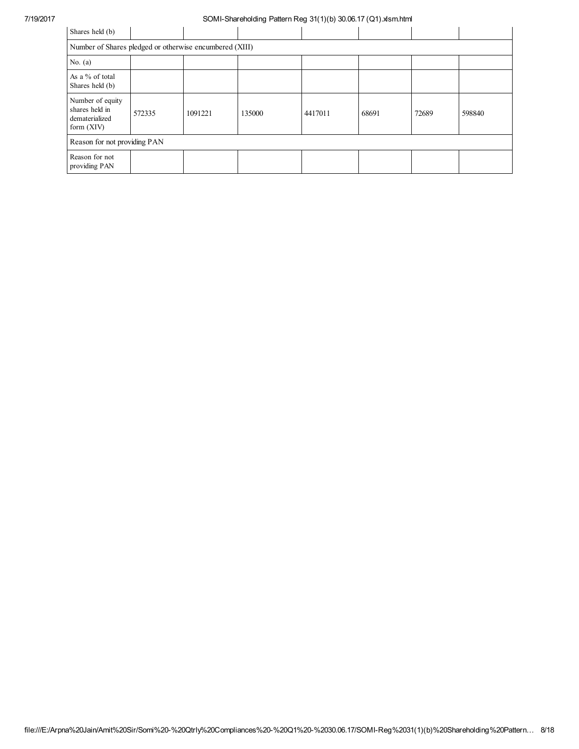| Shares held (b) | | | | | | | |
|---|---|---|---|---|---|---|---|
| Number of Shares pledged or otherwise encumbered (XIII) | | | | | | | |
| No. (a) | | | | | | | |
| As a % of total Shares held (b) | | | | | | | |
| Number of equity shares held in dematerialized form (XIV) | 572335 | 1091221 | 135000 | 4417011 | 68691 | 72689 | 598840 |
| Reason for not providing PAN | | | | | | | |
| Reason for not providing PAN | | | | | | | |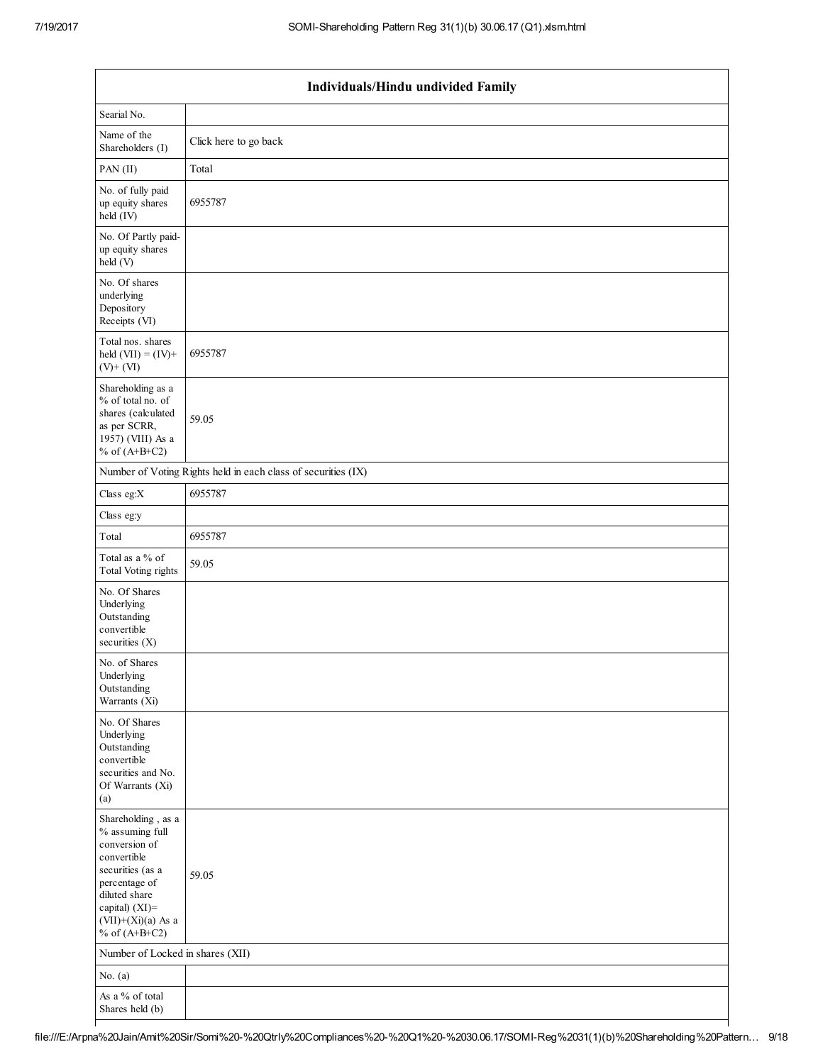| Individuals/Hindu undivided Family | |
|---|---|
| Searial No. | |
| Name of the Shareholders (I) | Click here to go back |
| PAN (II) | Total |
| No. of fully paid up equity shares held (IV) | 6955787 |
| No. Of Partly paid-up equity shares held (V) | |
| No. Of shares underlying Depository Receipts (VI) | |
| Total nos. shares held (VII) = (IV)+ (V)+ (VI) | 6955787 |
| Shareholding as a % of total no. of shares (calculated as per SCRR, 1957) (VIII) As a % of (A+B+C2) | 59.05 |
| Number of Voting Rights held in each class of securities (IX) | |
| Class eg:X | 6955787 |
| Class eg:y | |
| Total | 6955787 |
| Total as a % of Total Voting rights | 59.05 |
| No. Of Shares Underlying Outstanding convertible securities (X) | |
| No. of Shares Underlying Outstanding Warrants (Xi) | |
| No. Of Shares Underlying Outstanding convertible securities and No. Of Warrants (Xi) (a) | |
| Shareholding , as a % assuming full conversion of convertible securities (as a percentage of diluted share capital) (XI)= (VII)+(Xi)(a) As a % of (A+B+C2) | 59.05 |
| Number of Locked in shares (XII) | |
| No. (a) | |
| As a % of total Shares held (b) | |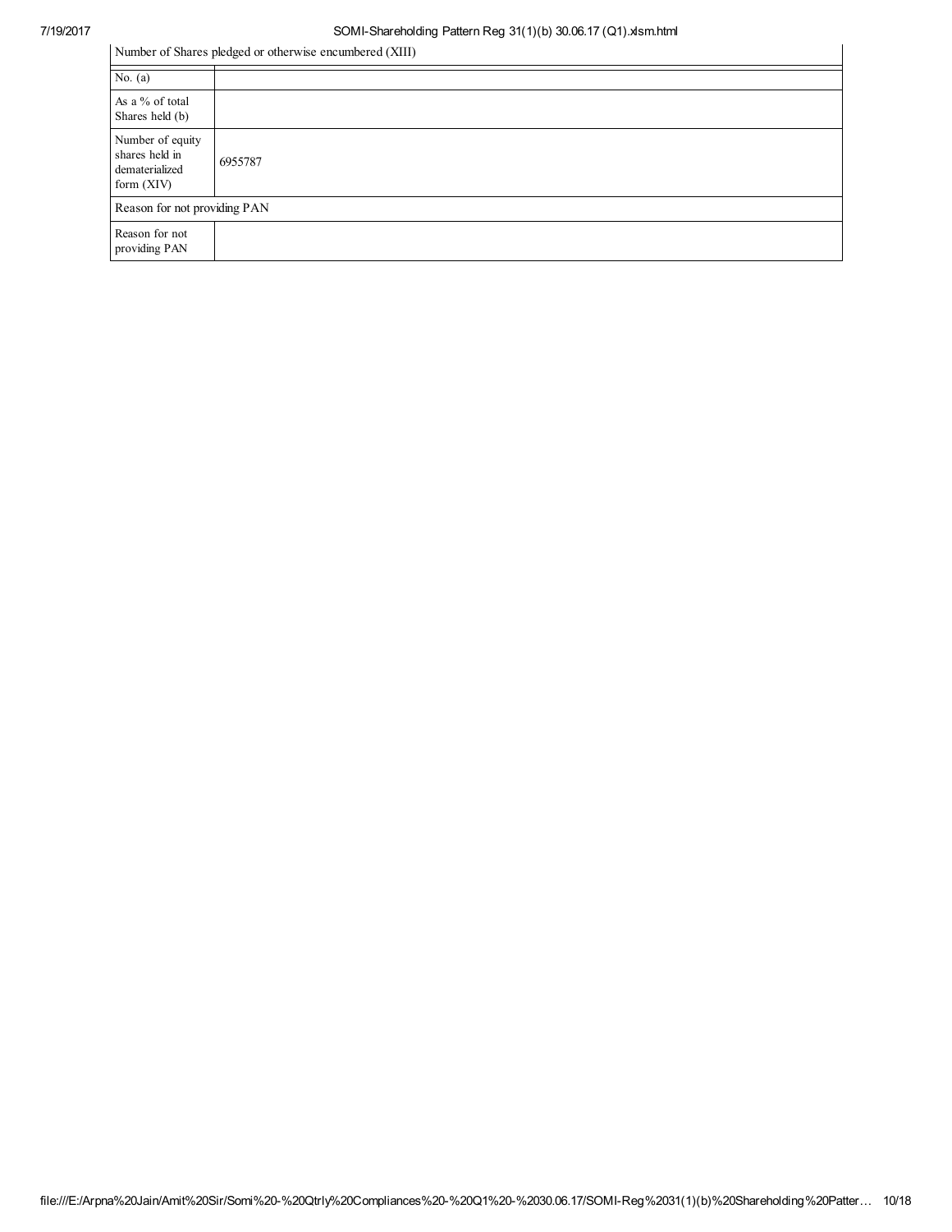| Number of Shares pledged or otherwise encumbered (XIII) | |
|---|---|
| No. (a) | |
| As a % of total Shares held (b) | |
| Number of equity shares held in dematerialized form (XIV) | 6955787 |
| Reason for not providing PAN | |
| Reason for not providing PAN | |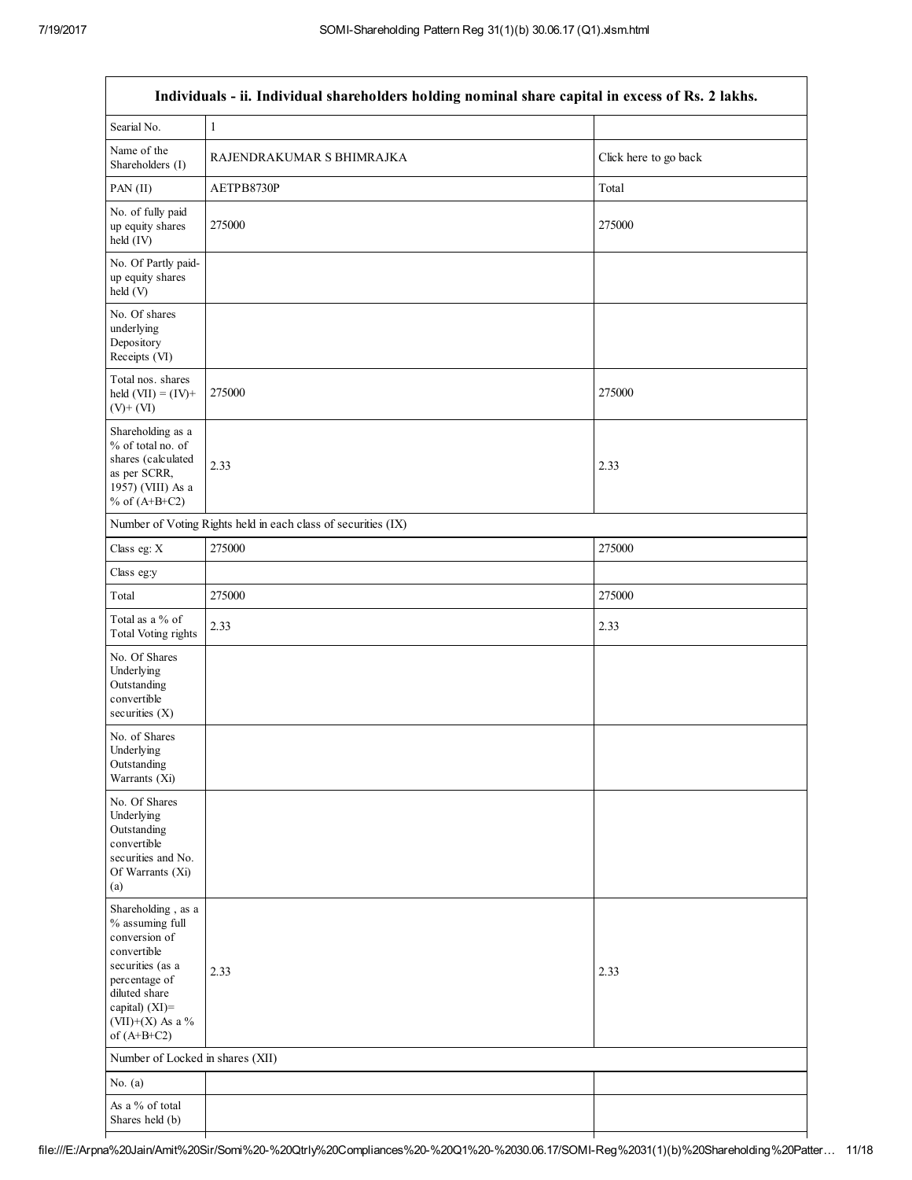| Individuals - ii. Individual shareholders holding nominal share capital in excess of Rs. 2 lakhs. | | |
|---|---|---|
| Searial No. | 1 | |
| Name of the Shareholders (I) | RAJENDRAKUMAR S BHIMRAJKA | Click here to go back |
| PAN (II) | AETPB8730P | Total |
| No. of fully paid up equity shares held (IV) | 275000 | 275000 |
| No. Of Partly paid-up equity shares held (V) | | |
| No. Of shares underlying Depository Receipts (VI) | | |
| Total nos. shares held (VII) = (IV)+ (V)+ (VI) | 275000 | 275000 |
| Shareholding as a % of total no. of shares (calculated as per SCRR, 1957) (VIII) As a % of (A+B+C2) | 2.33 | 2.33 |
| Number of Voting Rights held in each class of securities (IX) | | |
| Class eg: X | 275000 | 275000 |
| Class eg:y | | |
| Total | 275000 | 275000 |
| Total as a % of Total Voting rights | 2.33 | 2.33 |
| No. Of Shares Underlying Outstanding convertible securities (X) | | |
| No. of Shares Underlying Outstanding Warrants (Xi) | | |
| No. Of Shares Underlying Outstanding convertible securities and No. Of Warrants (Xi) (a) | | |
| Shareholding , as a % assuming full conversion of convertible securities (as a percentage of diluted share capital) (XI)= (VII)+(X) As a % of (A+B+C2) | 2.33 | 2.33 |
| Number of Locked in shares (XII) | | |
| No. (a) | | |
| As a % of total Shares held (b) | | |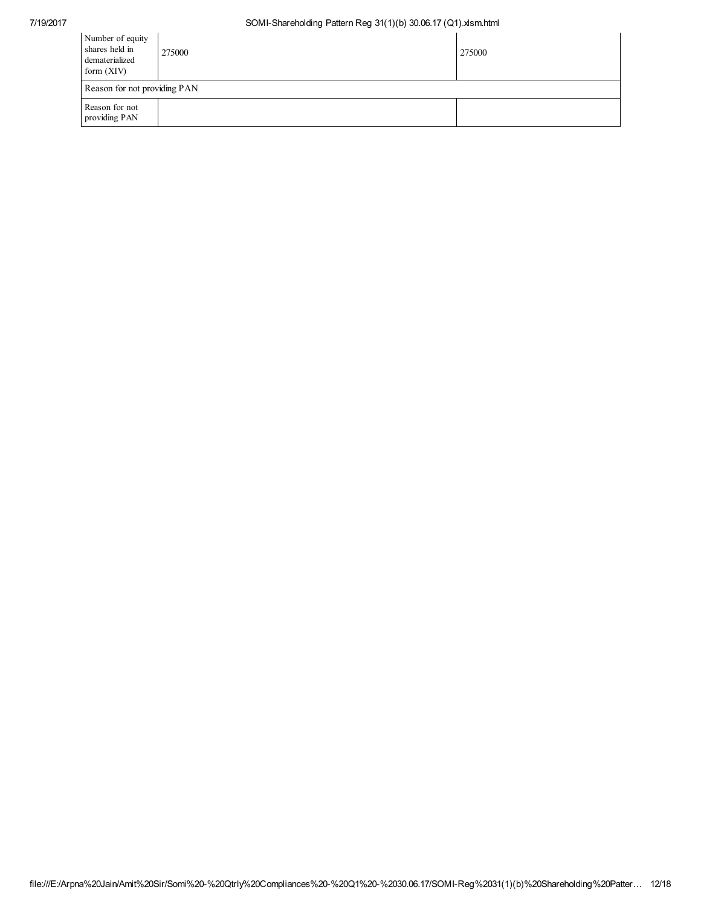| Number of equity shares held in dematerialized form (XIV) | 275000 | 275000 |
|---|---|---|
| Reason for not providing PAN | | |
| Reason for not providing PAN | | |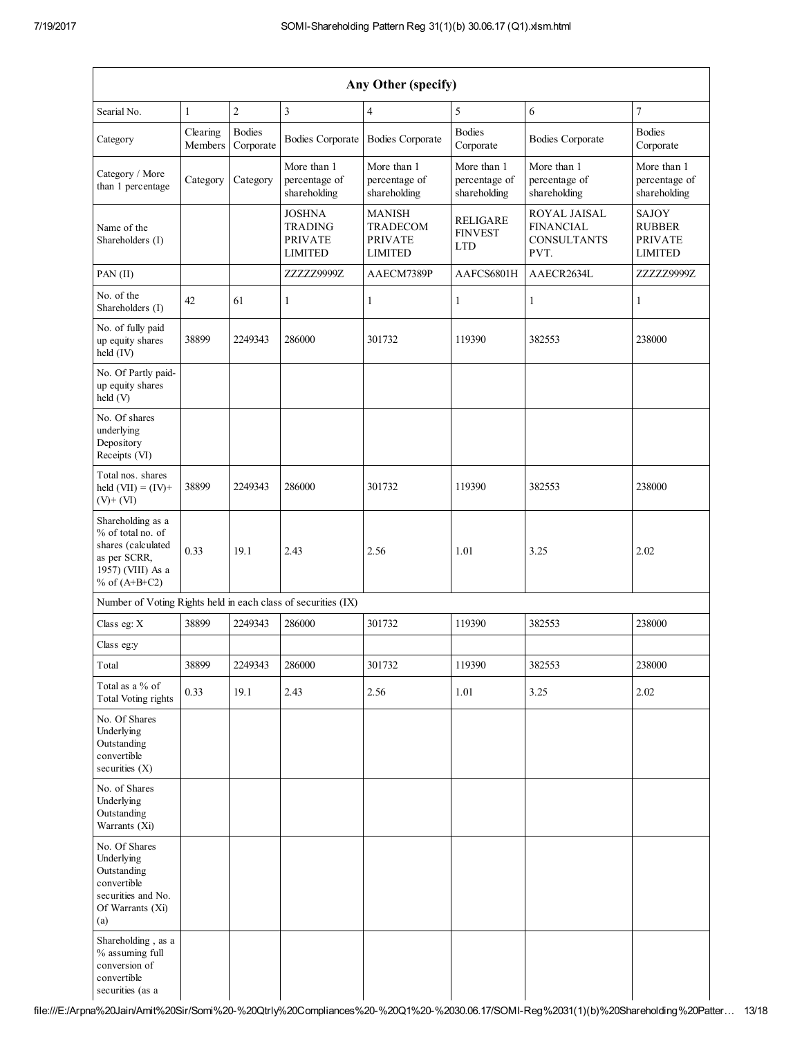| Any Other (specify) | | | | | | | |
|---|---|---|---|---|---|---|---|
| Searial No. | 1 | 2 | 3 | 4 | 5 | 6 | 7 |
| Category | Clearing Members | Bodies Corporate | Bodies Corporate | Bodies Corporate | Bodies Corporate | Bodies Corporate | Bodies Corporate |
| Category / More than 1 percentage | Category | Category | More than 1 percentage of shareholding | More than 1 percentage of shareholding | More than 1 percentage of shareholding | More than 1 percentage of shareholding | More than 1 percentage of shareholding |
| Name of the Shareholders (I) | | | JOSHNA TRADING PRIVATE LIMITED | MANISH TRADECOM PRIVATE LIMITED | RELIGARE FINVEST LTD | ROYAL JAISAL FINANCIAL CONSULTANTS PVT. | SAJOY RUBBER PRIVATE LIMITED |
| PAN (II) | | | ZZZZZ9999Z | AAECM7389P | AAFCS6801H | AAECR2634L | ZZZZZ9999Z |
| No. of the Shareholders (I) | 42 | 61 | 1 | 1 | 1 | 1 | 1 |
| No. of fully paid up equity shares held (IV) | 38899 | 2249343 | 286000 | 301732 | 119390 | 382553 | 238000 |
| No. Of Partly paid-up equity shares held (V) | | | | | | | |
| No. Of shares underlying Depository Receipts (VI) | | | | | | | |
| Total nos. shares held (VII) = (IV)+ (V)+ (VI) | 38899 | 2249343 | 286000 | 301732 | 119390 | 382553 | 238000 |
| Shareholding as a % of total no. of shares (calculated as per SCRR, 1957) (VIII) As a % of (A+B+C2) | 0.33 | 19.1 | 2.43 | 2.56 | 1.01 | 3.25 | 2.02 |
| Number of Voting Rights held in each class of securities (IX) | | | | | | | |
| Class eg: X | 38899 | 2249343 | 286000 | 301732 | 119390 | 382553 | 238000 |
| Class eg:y | | | | | | | |
| Total | 38899 | 2249343 | 286000 | 301732 | 119390 | 382553 | 238000 |
| Total as a % of Total Voting rights | 0.33 | 19.1 | 2.43 | 2.56 | 1.01 | 3.25 | 2.02 |
| No. Of Shares Underlying Outstanding convertible securities (X) | | | | | | | |
| No. of Shares Underlying Outstanding Warrants (Xi) | | | | | | | |
| No. Of Shares Underlying Outstanding convertible securities and No. Of Warrants (Xi) (a) | | | | | | | |
| Shareholding , as a % assuming full conversion of convertible securities (as a | | | | | | | |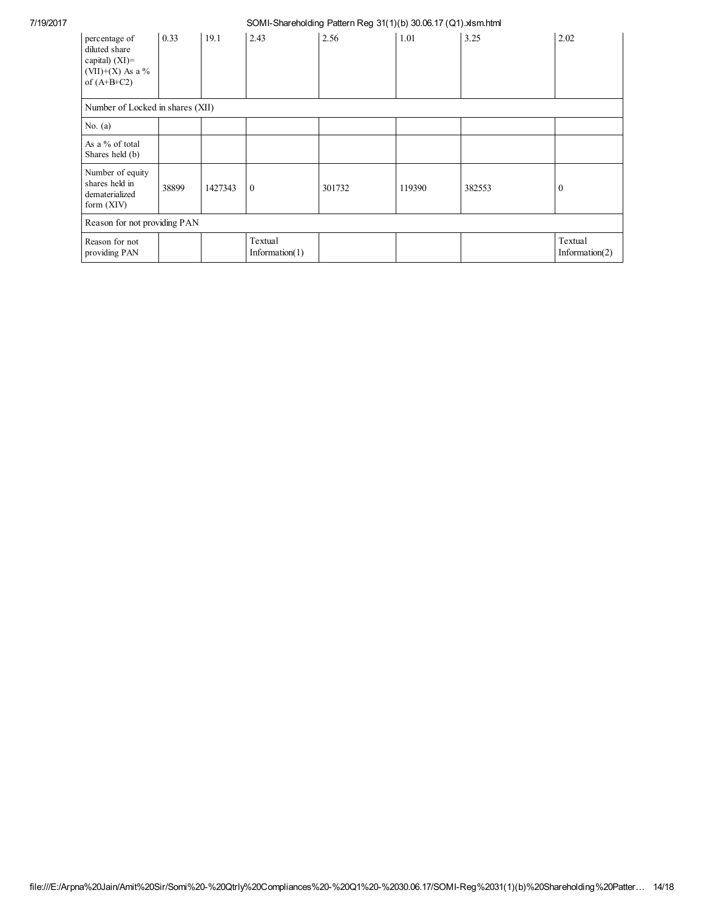| percentage of diluted share capital) (XI)= (VII)+(X) As a % of (A+B+C2) | 0.33 | 19.1 | 2.43 | 2.56 | 1.01 | 3.25 | 2.02 |
|---|---|---|---|---|---|---|---|
| Number of Locked in shares (XII) | | | | | | | |
| No. (a) | | | | | | | |
| As a % of total Shares held (b) | | | | | | | |
| Number of equity shares held in dematerialized form (XIV) | 38899 | 1427343 | 0 | 301732 | 119390 | 382553 | 0 |
| Reason for not providing PAN | | | | | | | |
| Reason for not providing PAN | | | Textual Information(1) | | | | Textual Information(2) |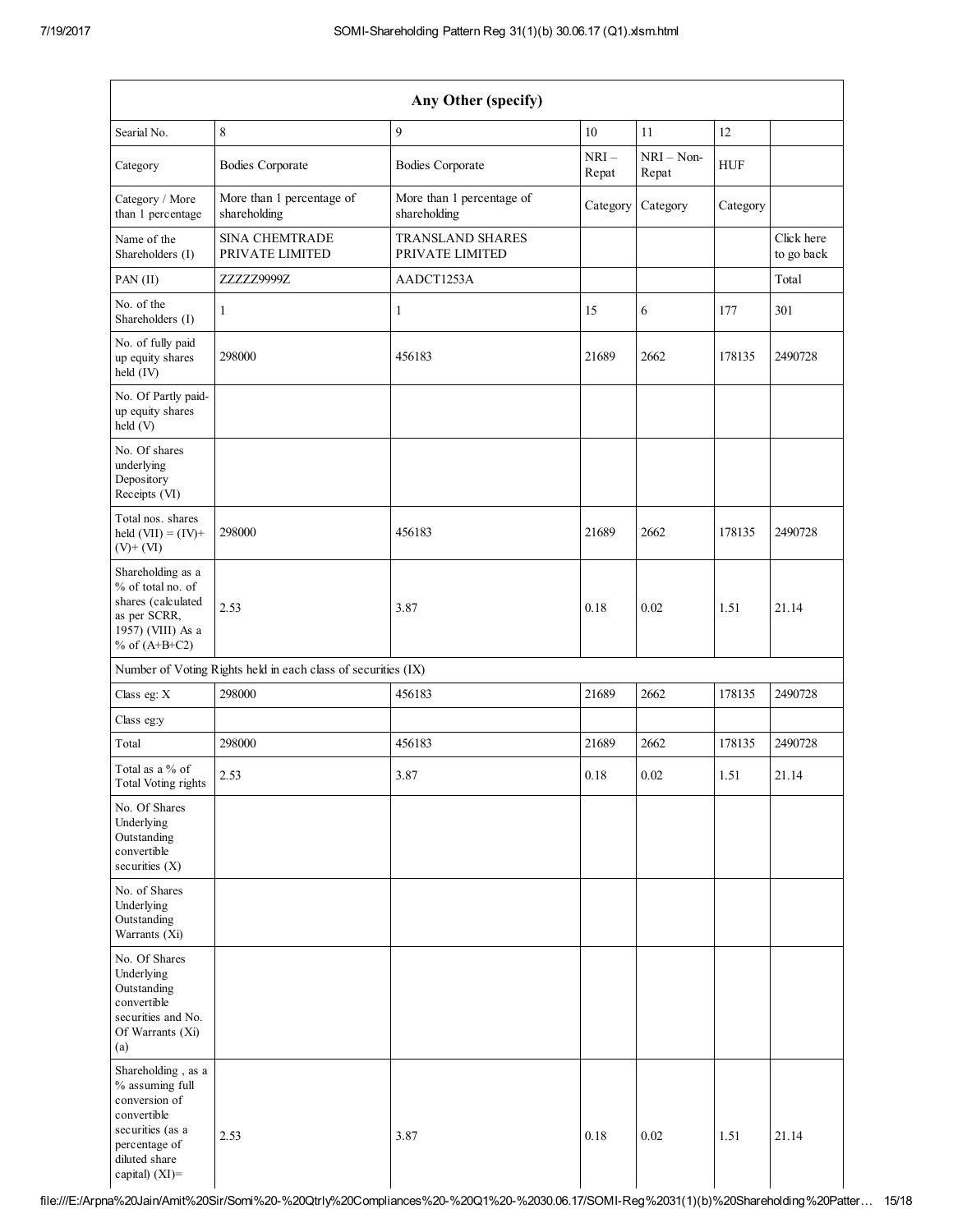| Any Other (specify) | | | | | | |
|---|---|---|---|---|---|---|
| Searial No. | 8 | 9 | 10 | 11 | 12 | |
| Category | Bodies Corporate | Bodies Corporate | NRI – Repat | NRI – Non-Repat | HUF | |
| Category / More than 1 percentage | More than 1 percentage of shareholding | More than 1 percentage of shareholding | Category | Category | Category | |
| Name of the Shareholders (I) | SINA CHEMTRADE PRIVATE LIMITED | TRANSLAND SHARES PRIVATE LIMITED | | | | Click here to go back |
| PAN (II) | ZZZZZ9999Z | AADCT1253A | | | | Total |
| No. of the Shareholders (I) | 1 | 1 | 15 | 6 | 177 | 301 |
| No. of fully paid up equity shares held (IV) | 298000 | 456183 | 21689 | 2662 | 178135 | 2490728 |
| No. Of Partly paid-up equity shares held (V) | | | | | | |
| No. Of shares underlying Depository Receipts (VI) | | | | | | |
| Total nos. shares held (VII) = (IV)+ (V)+ (VI) | 298000 | 456183 | 21689 | 2662 | 178135 | 2490728 |
| Shareholding as a % of total no. of shares (calculated as per SCRR, 1957) (VIII) As a % of (A+B+C2) | 2.53 | 3.87 | 0.18 | 0.02 | 1.51 | 21.14 |
| Number of Voting Rights held in each class of securities (IX) | | | | | | |
| Class eg: X | 298000 | 456183 | 21689 | 2662 | 178135 | 2490728 |
| Class eg:y | | | | | | |
| Total | 298000 | 456183 | 21689 | 2662 | 178135 | 2490728 |
| Total as a % of Total Voting rights | 2.53 | 3.87 | 0.18 | 0.02 | 1.51 | 21.14 |
| No. Of Shares Underlying Outstanding convertible securities (X) | | | | | | |
| No. of Shares Underlying Outstanding Warrants (Xi) | | | | | | |
| No. Of Shares Underlying Outstanding convertible securities and No. Of Warrants (Xi) (a) | | | | | | |
| Shareholding , as a % assuming full conversion of convertible securities (as a percentage of diluted share capital) (XI)= | 2.53 | 3.87 | 0.18 | 0.02 | 1.51 | 21.14 |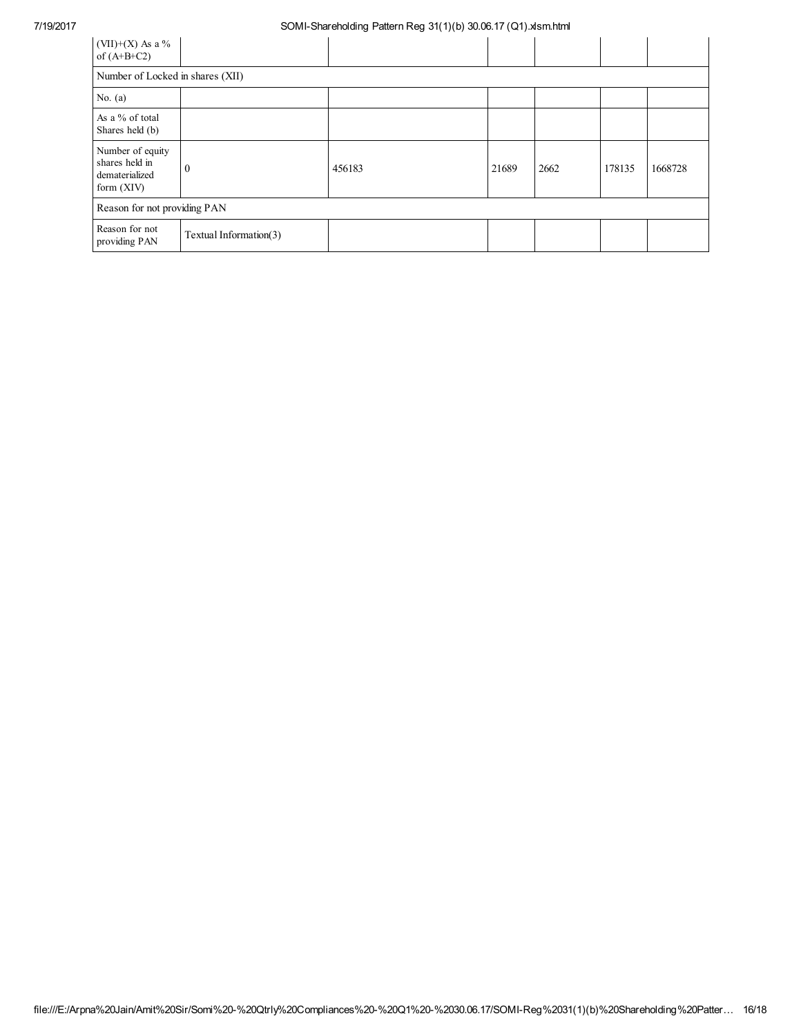| (VII)+(X) As a % of (A+B+C2) | | | | | | |
|---|---|---|---|---|---|---|
| Number of Locked in shares (XII) | | | | | | |
| No. (a) | | | | | | |
| As a % of total Shares held (b) | | | | | | |
| Number of equity shares held in dematerialized form (XIV) | 0 | 456183 | 21689 | 2662 | 178135 | 1668728 |
| Reason for not providing PAN | | | | | | |
| Reason for not providing PAN | Textual Information(3) | | | | | |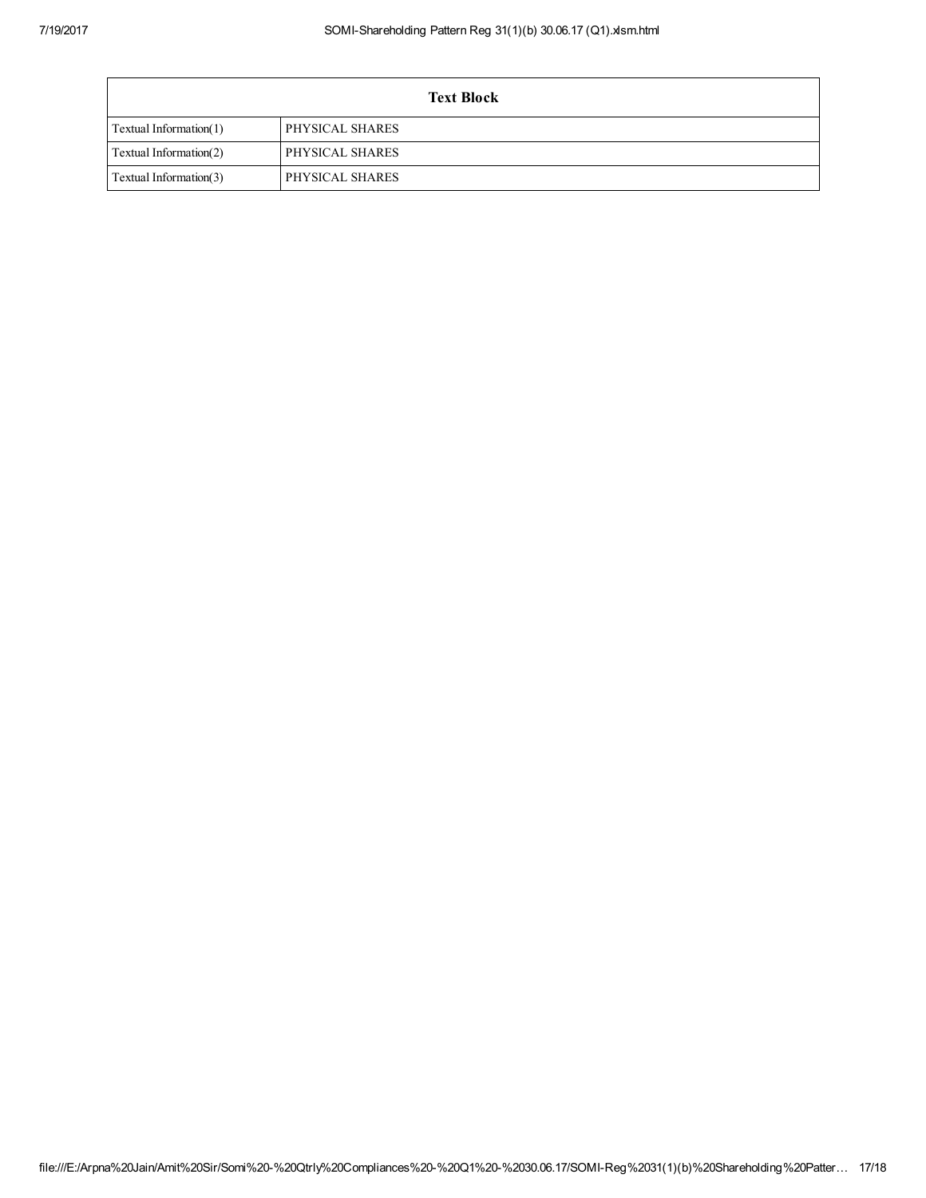| Text Block | |
|---|---|
| Textual Information(1) | PHYSICAL SHARES |
| Textual Information(2) | PHYSICAL SHARES |
| Textual Information(3) | PHYSICAL SHARES |